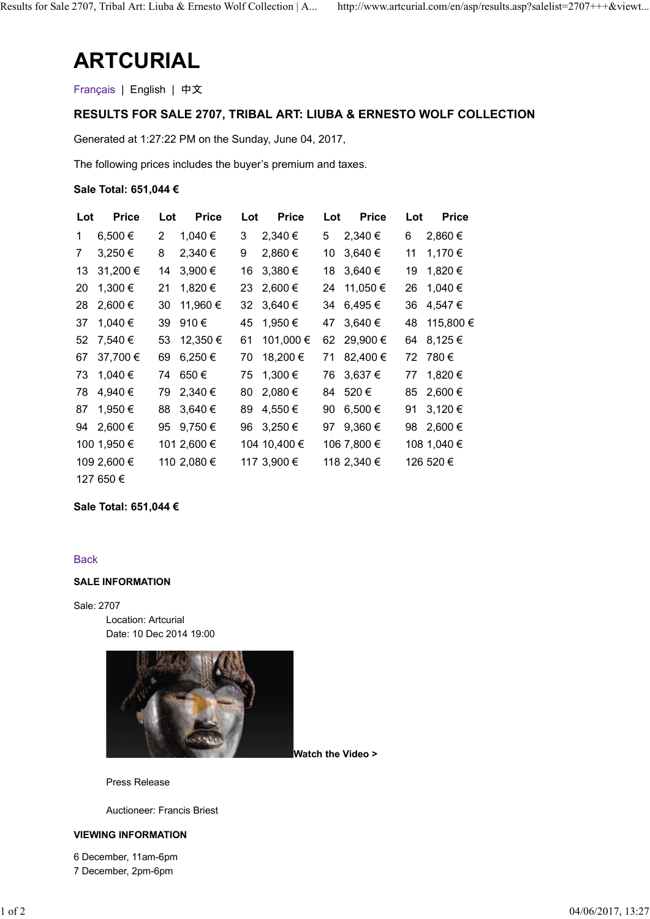# ARTCURIAL

Français | English | 中文

## RESULTS FOR SALE 2707, TRIBAL ART: LIUBA & ERNESTO WOLF COLLECTION

Generated at 1:27:22 PM on the Sunday, June 04, 2017,

The following prices includes the buyer's premium and taxes.

**Sale Total: 651,044 €**

| Lot | Price | Lot | Price | Lot | Price | Lot | Price | Lot | Price |
|---|---|---|---|---|---|---|---|---|---|
| 1 | 6,500 € | 2 | 1,040 € | 3 | 2,340 € | 5 | 2,340 € | 6 | 2,860 € |
| 7 | 3,250 € | 8 | 2,340 € | 9 | 2,860 € | 10 | 3,640 € | 11 | 1,170 € |
| 13 | 31,200 € | 14 | 3,900 € | 16 | 3,380 € | 18 | 3,640 € | 19 | 1,820 € |
| 20 | 1,300 € | 21 | 1,820 € | 23 | 2,600 € | 24 | 11,050 € | 26 | 1,040 € |
| 28 | 2,600 € | 30 | 11,960 € | 32 | 3,640 € | 34 | 6,495 € | 36 | 4,547 € |
| 37 | 1,040 € | 39 | 910 € | 45 | 1,950 € | 47 | 3,640 € | 48 | 115,800 € |
| 52 | 7,540 € | 53 | 12,350 € | 61 | 101,000 € | 62 | 29,900 € | 64 | 8,125 € |
| 67 | 37,700 € | 69 | 6,250 € | 70 | 18,200 € | 71 | 82,400 € | 72 | 780 € |
| 73 | 1,040 € | 74 | 650 € | 75 | 1,300 € | 76 | 3,637 € | 77 | 1,820 € |
| 78 | 4,940 € | 79 | 2,340 € | 80 | 2,080 € | 84 | 520 € | 85 | 2,600 € |
| 87 | 1,950 € | 88 | 3,640 € | 89 | 4,550 € | 90 | 6,500 € | 91 | 3,120 € |
| 94 | 2,600 € | 95 | 9,750 € | 96 | 3,250 € | 97 | 9,360 € | 98 | 2,600 € |
| 100 | 1,950 € | 101 | 2,600 € | 104 | 10,400 € | 106 | 7,800 € | 108 | 1,040 € |
| 109 | 2,600 € | 110 | 2,080 € | 117 | 3,900 € | 118 | 2,340 € | 126 | 520 € |
| 127 | 650 € | | | | | | | | |

**Sale Total: 651,044 €**

Back

### SALE INFORMATION

Sale: 2707
Location: Artcurial
Date: 10 Dec 2014 19:00

**Watch the Video >**

Press Release

Auctioneer: Francis Briest

### VIEWING INFORMATION

6 December, 11am-6pm
7 December, 2pm-6pm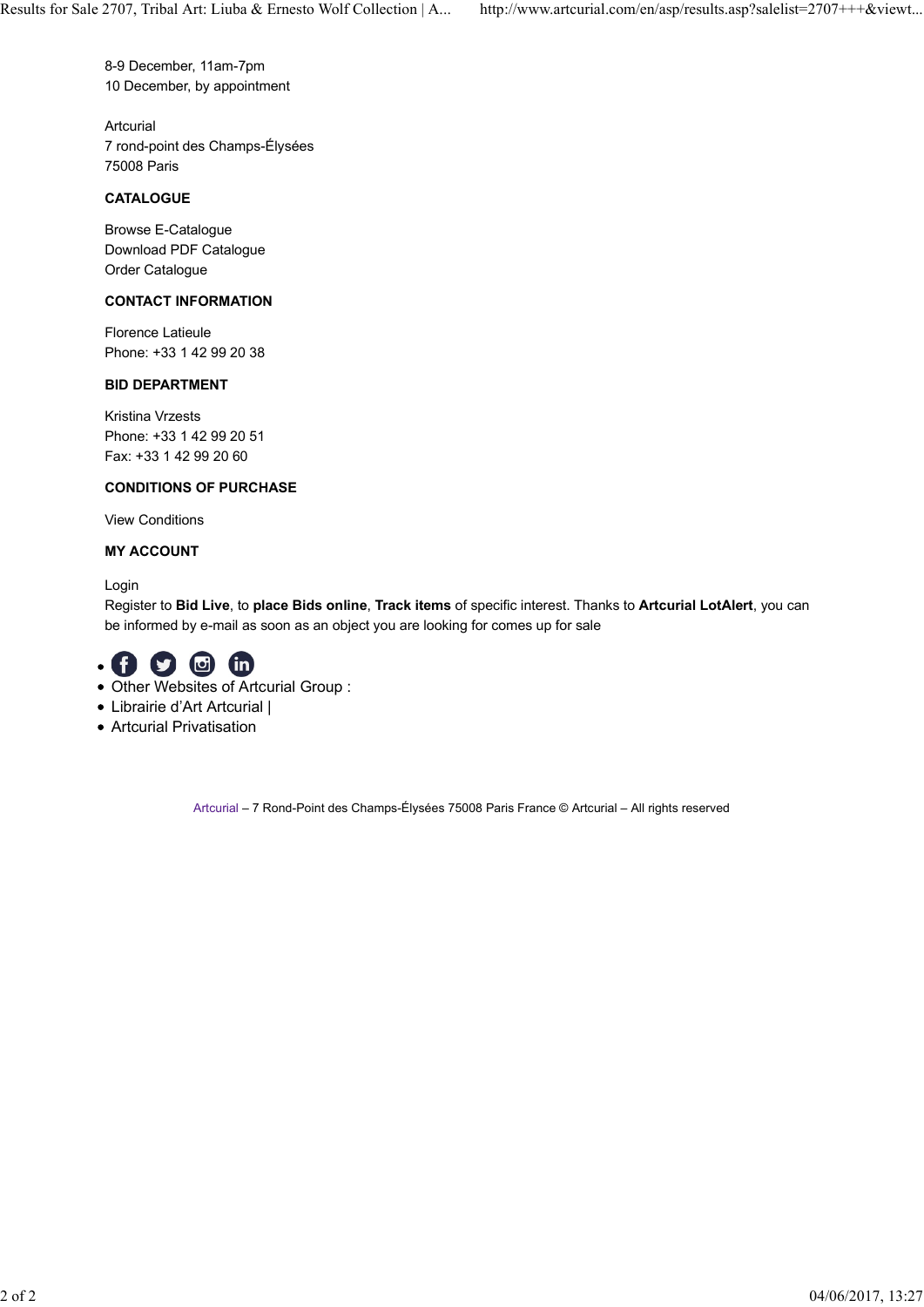8-9 December, 11am-7pm
10 December, by appointment

Artcurial
7 rond-point des Champs-Élysées
75008 Paris

**CATALOGUE**

Browse E-Catalogue
Download PDF Catalogue
Order Catalogue

**CONTACT INFORMATION**

Florence Latieule
Phone: +33 1 42 99 20 38

**BID DEPARTMENT**

Kristina Vrzests
Phone: +33 1 42 99 20 51
Fax: +33 1 42 99 20 60

**CONDITIONS OF PURCHASE**

View Conditions

**MY ACCOUNT**

Login
Register to **Bid Live**, to **place Bids online**, **Track items** of specific interest. Thanks to **Artcurial LotAlert**, you can be informed by e-mail as soon as an object you are looking for comes up for sale

- Other Websites of Artcurial Group :
- Librairie d'Art Artcurial |
- Artcurial Privatisation

Artcurial – 7 Rond-Point des Champs-Élysées 75008 Paris France © Artcurial – All rights reserved